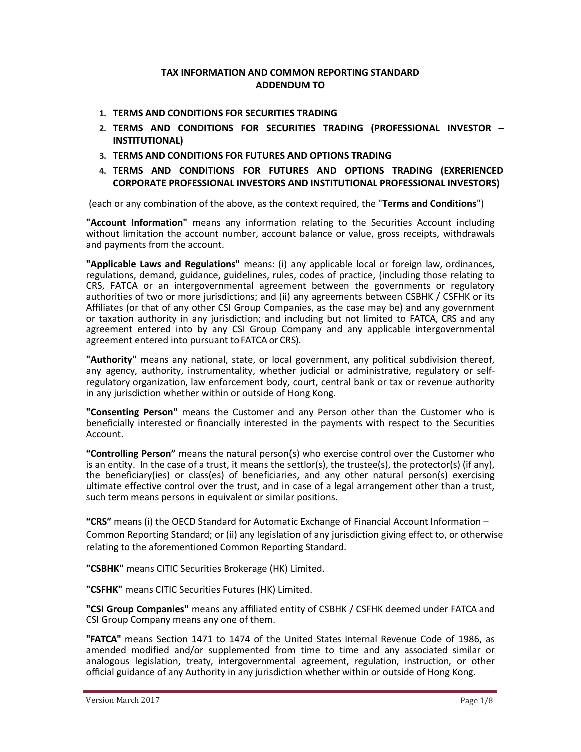# TAX INFORMATION AND COMMON REPORTING STANDARD ADDENDUM TO

1. **TERMS AND CONDITIONS FOR SECURITIES TRADING**
2. **TERMS AND CONDITIONS FOR SECURITIES TRADING (PROFESSIONAL INVESTOR – INSTITUTIONAL)**
3. **TERMS AND CONDITIONS FOR FUTURES AND OPTIONS TRADING**
4. **TERMS AND CONDITIONS FOR FUTURES AND OPTIONS TRADING (EXRERIENCED CORPORATE PROFESSIONAL INVESTORS AND INSTITUTIONAL PROFESSIONAL INVESTORS)**

(each or any combination of the above, as the context required, the "**Terms and Conditions**")

**"Account Information"** means any information relating to the Securities Account including without limitation the account number, account balance or value, gross receipts, withdrawals and payments from the account.

**"Applicable Laws and Regulations"** means: (i) any applicable local or foreign law, ordinances, regulations, demand, guidance, guidelines, rules, codes of practice, (including those relating to CRS, FATCA or an intergovernmental agreement between the governments or regulatory authorities of two or more jurisdictions; and (ii) any agreements between CSBHK / CSFHK or its Affiliates (or that of any other CSI Group Companies, as the case may be) and any government or taxation authority in any jurisdiction; and including but not limited to FATCA, CRS and any agreement entered into by any CSI Group Company and any applicable intergovernmental agreement entered into pursuant to FATCA or CRS).

**"Authority"** means any national, state, or local government, any political subdivision thereof, any agency, authority, instrumentality, whether judicial or administrative, regulatory or self-regulatory organization, law enforcement body, court, central bank or tax or revenue authority in any jurisdiction whether within or outside of Hong Kong.

**"Consenting Person"** means the Customer and any Person other than the Customer who is beneficially interested or financially interested in the payments with respect to the Securities Account.

**"Controlling Person"** means the natural person(s) who exercise control over the Customer who is an entity. In the case of a trust, it means the settlor(s), the trustee(s), the protector(s) (if any), the beneficiary(ies) or class(es) of beneficiaries, and any other natural person(s) exercising ultimate effective control over the trust, and in case of a legal arrangement other than a trust, such term means persons in equivalent or similar positions.

**"CRS"** means (i) the OECD Standard for Automatic Exchange of Financial Account Information – Common Reporting Standard; or (ii) any legislation of any jurisdiction giving effect to, or otherwise relating to the aforementioned Common Reporting Standard.

**"CSBHK"** means CITIC Securities Brokerage (HK) Limited.

**"CSFHK"** means CITIC Securities Futures (HK) Limited.

**"CSI Group Companies"** means any affiliated entity of CSBHK / CSFHK deemed under FATCA and CSI Group Company means any one of them.

**"FATCA"** means Section 1471 to 1474 of the United States Internal Revenue Code of 1986, as amended modified and/or supplemented from time to time and any associated similar or analogous legislation, treaty, intergovernmental agreement, regulation, instruction, or other official guidance of any Authority in any jurisdiction whether within or outside of Hong Kong.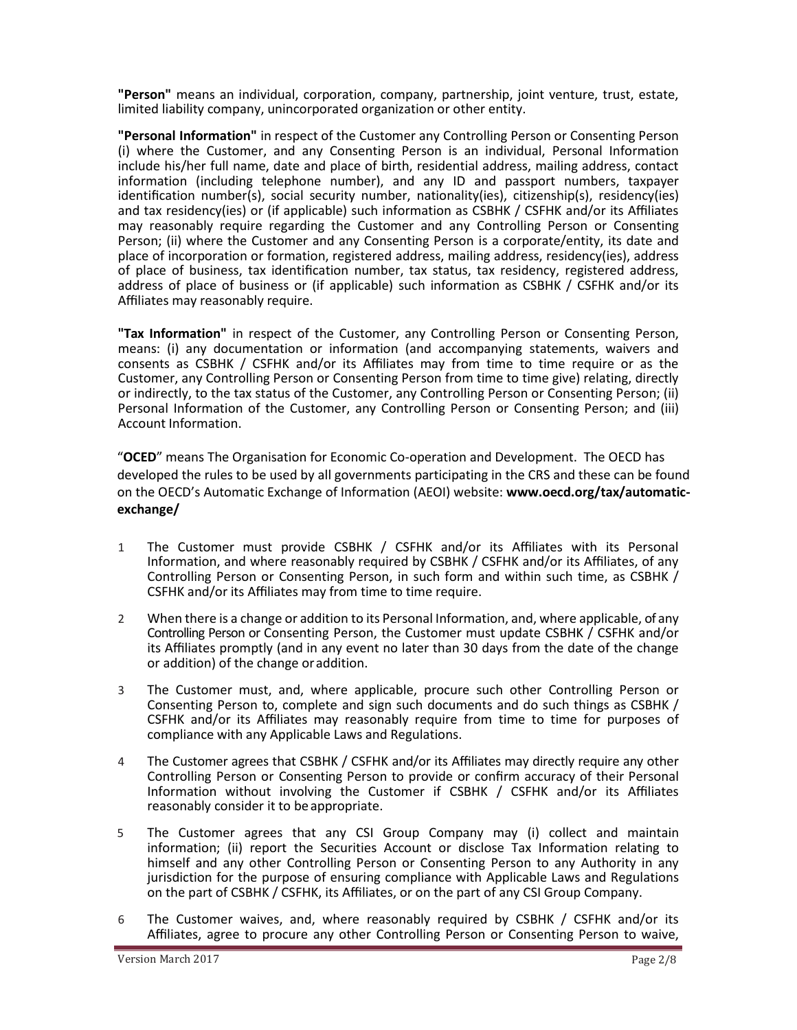**"Person"** means an individual, corporation, company, partnership, joint venture, trust, estate, limited liability company, unincorporated organization or other entity.

**"Personal Information"** in respect of the Customer any Controlling Person or Consenting Person (i) where the Customer, and any Consenting Person is an individual, Personal Information include his/her full name, date and place of birth, residential address, mailing address, contact information (including telephone number), and any ID and passport numbers, taxpayer identification number(s), social security number, nationality(ies), citizenship(s), residency(ies) and tax residency(ies) or (if applicable) such information as CSBHK / CSFHK and/or its Affiliates may reasonably require regarding the Customer and any Controlling Person or Consenting Person; (ii) where the Customer and any Consenting Person is a corporate/entity, its date and place of incorporation or formation, registered address, mailing address, residency(ies), address of place of business, tax identification number, tax status, tax residency, registered address, address of place of business or (if applicable) such information as CSBHK / CSFHK and/or its Affiliates may reasonably require.

**"Tax Information"** in respect of the Customer, any Controlling Person or Consenting Person, means: (i) any documentation or information (and accompanying statements, waivers and consents as CSBHK / CSFHK and/or its Affiliates may from time to time require or as the Customer, any Controlling Person or Consenting Person from time to time give) relating, directly or indirectly, to the tax status of the Customer, any Controlling Person or Consenting Person; (ii) Personal Information of the Customer, any Controlling Person or Consenting Person; and (iii) Account Information.

"**OCED**" means The Organisation for Economic Co-operation and Development. The OECD has developed the rules to be used by all governments participating in the CRS and these can be found on the OECD's Automatic Exchange of Information (AEOI) website: **www.oecd.org/tax/automatic-exchange/**

1. The Customer must provide CSBHK / CSFHK and/or its Affiliates with its Personal Information, and where reasonably required by CSBHK / CSFHK and/or its Affiliates, of any Controlling Person or Consenting Person, in such form and within such time, as CSBHK / CSFHK and/or its Affiliates may from time to time require.

2. When there is a change or addition to its Personal Information, and, where applicable, of any Controlling Person or Consenting Person, the Customer must update CSBHK / CSFHK and/or its Affiliates promptly (and in any event no later than 30 days from the date of the change or addition) of the change or addition.

3. The Customer must, and, where applicable, procure such other Controlling Person or Consenting Person to, complete and sign such documents and do such things as CSBHK / CSFHK and/or its Affiliates may reasonably require from time to time for purposes of compliance with any Applicable Laws and Regulations.

4. The Customer agrees that CSBHK / CSFHK and/or its Affiliates may directly require any other Controlling Person or Consenting Person to provide or confirm accuracy of their Personal Information without involving the Customer if CSBHK / CSFHK and/or its Affiliates reasonably consider it to be appropriate.

5. The Customer agrees that any CSI Group Company may (i) collect and maintain information; (ii) report the Securities Account or disclose Tax Information relating to himself and any other Controlling Person or Consenting Person to any Authority in any jurisdiction for the purpose of ensuring compliance with Applicable Laws and Regulations on the part of CSBHK / CSFHK, its Affiliates, or on the part of any CSI Group Company.

6. The Customer waives, and, where reasonably required by CSBHK / CSFHK and/or its Affiliates, agree to procure any other Controlling Person or Consenting Person to waive,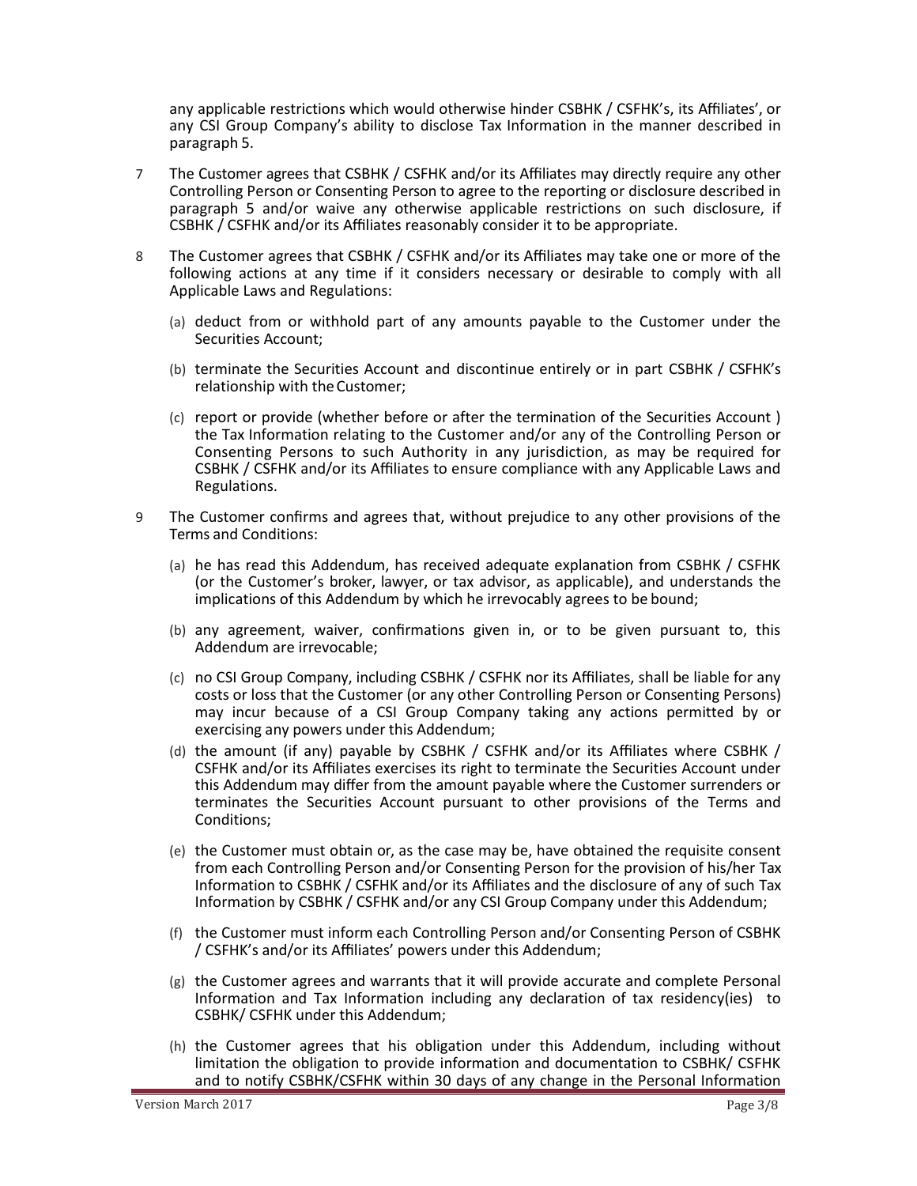any applicable restrictions which would otherwise hinder CSBHK / CSFHK's, its Affiliates', or any CSI Group Company's ability to disclose Tax Information in the manner described in paragraph 5.

7 The Customer agrees that CSBHK / CSFHK and/or its Affiliates may directly require any other Controlling Person or Consenting Person to agree to the reporting or disclosure described in paragraph 5 and/or waive any otherwise applicable restrictions on such disclosure, if CSBHK / CSFHK and/or its Affiliates reasonably consider it to be appropriate.

8 The Customer agrees that CSBHK / CSFHK and/or its Affiliates may take one or more of the following actions at any time if it considers necessary or desirable to comply with all Applicable Laws and Regulations:

(a) deduct from or withhold part of any amounts payable to the Customer under the Securities Account;

(b) terminate the Securities Account and discontinue entirely or in part CSBHK / CSFHK's relationship with the Customer;

(c) report or provide (whether before or after the termination of the Securities Account ) the Tax Information relating to the Customer and/or any of the Controlling Person or Consenting Persons to such Authority in any jurisdiction, as may be required for CSBHK / CSFHK and/or its Affiliates to ensure compliance with any Applicable Laws and Regulations.

9 The Customer confirms and agrees that, without prejudice to any other provisions of the Terms and Conditions:

(a) he has read this Addendum, has received adequate explanation from CSBHK / CSFHK (or the Customer's broker, lawyer, or tax advisor, as applicable), and understands the implications of this Addendum by which he irrevocably agrees to be bound;

(b) any agreement, waiver, confirmations given in, or to be given pursuant to, this Addendum are irrevocable;

(c) no CSI Group Company, including CSBHK / CSFHK nor its Affiliates, shall be liable for any costs or loss that the Customer (or any other Controlling Person or Consenting Persons) may incur because of a CSI Group Company taking any actions permitted by or exercising any powers under this Addendum;

(d) the amount (if any) payable by CSBHK / CSFHK and/or its Affiliates where CSBHK / CSFHK and/or its Affiliates exercises its right to terminate the Securities Account under this Addendum may differ from the amount payable where the Customer surrenders or terminates the Securities Account pursuant to other provisions of the Terms and Conditions;

(e) the Customer must obtain or, as the case may be, have obtained the requisite consent from each Controlling Person and/or Consenting Person for the provision of his/her Tax Information to CSBHK / CSFHK and/or its Affiliates and the disclosure of any of such Tax Information by CSBHK / CSFHK and/or any CSI Group Company under this Addendum;

(f) the Customer must inform each Controlling Person and/or Consenting Person of CSBHK / CSFHK's and/or its Affiliates' powers under this Addendum;

(g) the Customer agrees and warrants that it will provide accurate and complete Personal Information and Tax Information including any declaration of tax residency(ies) to CSBHK/ CSFHK under this Addendum;

(h) the Customer agrees that his obligation under this Addendum, including without limitation the obligation to provide information and documentation to CSBHK/ CSFHK and to notify CSBHK/CSFHK within 30 days of any change in the Personal Information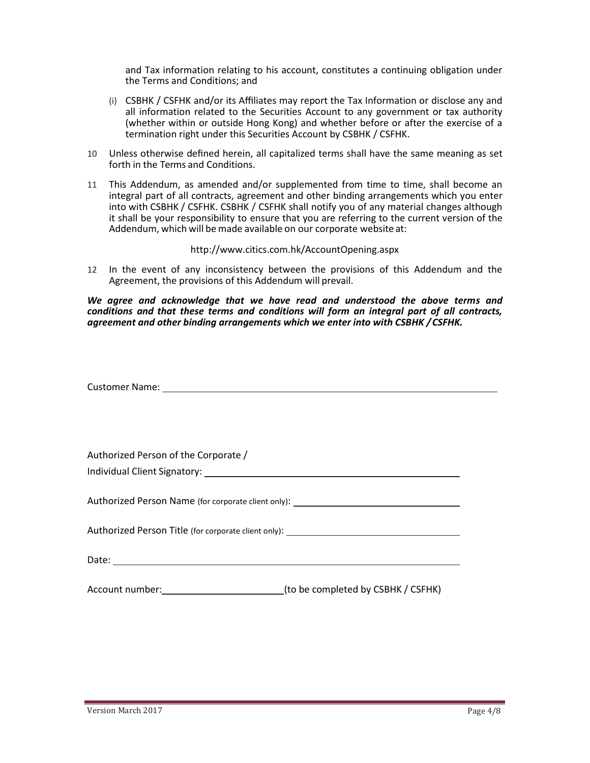and Tax information relating to his account, constitutes a continuing obligation under the Terms and Conditions; and

(i) CSBHK / CSFHK and/or its Affiliates may report the Tax Information or disclose any and all information related to the Securities Account to any government or tax authority (whether within or outside Hong Kong) and whether before or after the exercise of a termination right under this Securities Account by CSBHK / CSFHK.

10 Unless otherwise defined herein, all capitalized terms shall have the same meaning as set forth in the Terms and Conditions.

11 This Addendum, as amended and/or supplemented from time to time, shall become an integral part of all contracts, agreement and other binding arrangements which you enter into with CSBHK / CSFHK. CSBHK / CSFHK shall notify you of any material changes although it shall be your responsibility to ensure that you are referring to the current version of the Addendum, which will be made available on our corporate website at:

http://www.citics.com.hk/AccountOpening.aspx

12 In the event of any inconsistency between the provisions of this Addendum and the Agreement, the provisions of this Addendum will prevail.

***We agree and acknowledge that we have read and understood the above terms and conditions and that these terms and conditions will form an integral part of all contracts, agreement and other binding arrangements which we enter into with CSBHK / CSFHK.***

Customer Name: ______________________________

Authorized Person of the Corporate /
Individual Client Signatory: ______________________________

Authorized Person Name (for corporate client only): ______________________________

Authorized Person Title (for corporate client only): ______________________________

Date: ______________________________

Account number: ______________________ (to be completed by CSBHK / CSFHK)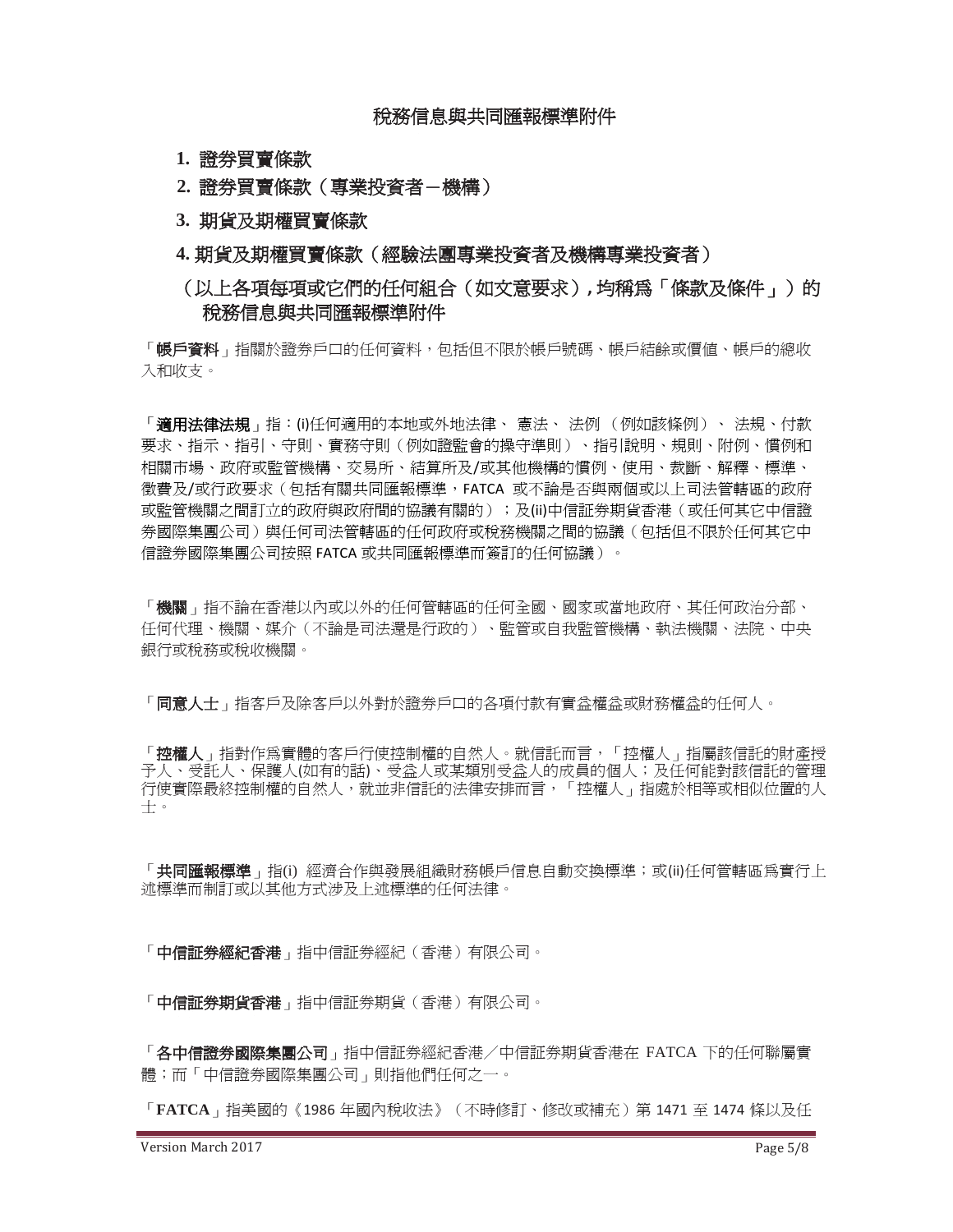## 稅務信息與共同匯報標準附件

1. **證券買賣條款**
2. **證券買賣條款（專業投資者－機構）**
3. **期貨及期權買賣條款**
4. **期貨及期權買賣條款（經驗法團專業投資者及機構專業投資者）**

**（以上各項每項或它們的任何組合（如文意要求），均稱爲「條款及條件」）的稅務信息與共同匯報標準附件**

「**帳戶資料**」指關於證券戶口的任何資料，包括但不限於帳戶號碼、帳戶結餘或價值、帳戶的總收入和收支。

「**適用法律法規**」指：(i)任何適用的本地或外地法律、 憲法、 法例 （例如該條例）、 法規、付款要求、指示、指引、守則、實務守則（例如證監會的操守準則）、指引說明、規則、附例、慣例和相關市場、政府或監管機構、交易所、結算所及/或其他機構的慣例、使用、裁斷、解釋、標準、徵費及/或行政要求（包括有關共同匯報標準，FATCA 或不論是否與兩個或以上司法管轄區的政府或監管機關之間訂立的政府與政府間的協議有關的）；及(ii)中信証券期貨香港（或任何其它中信證券國際集團公司）與任何司法管轄區的任何政府或稅務機關之間的協議（包括但不限於任何其它中信證券國際集團公司按照 FATCA 或共同匯報標準而簽訂的任何協議）。

「**機關**」指不論在香港以內或以外的任何管轄區的任何全國、國家或當地政府、其任何政治分部、任何代理、機關、媒介（不論是司法還是行政的）、監管或自我監管機構、執法機關、法院、中央銀行或稅務或稅收機關。

「**同意人士**」指客戶及除客戶以外對於證券戶口的各項付款有實益權益或財務權益的任何人。

「**控權人**」指對作爲實體的客戶行使控制權的自然人。就信託而言，「控權人」指屬該信託的財產授予人、受託人、保護人(如有的話)、受益人或某類別受益人的成員的個人；及任何能對該信託的管理行使實際最終控制權的自然人，就並非信託的法律安排而言，「控權人」指處於相等或相似位置的人士。

「**共同匯報標準**」指(i) 經濟合作與發展組織財務帳戶信息自動交換標準；或(ii)任何管轄區爲實行上述標準而制訂或以其他方式涉及上述標準的任何法律。

「**中信証券經紀香港**」指中信証券經紀（香港）有限公司。

「**中信証券期貨香港**」指中信証券期貨（香港）有限公司。

「**各中信證券國際集團公司**」指中信証券經紀香港／中信証券期貨香港在 FATCA 下的任何聯屬實體；而「中信證券國際集團公司」則指他們任何之一。

「**FATCA**」指美國的《1986 年國內稅收法》（不時修訂、修改或補充）第 1471 至 1474 條以及任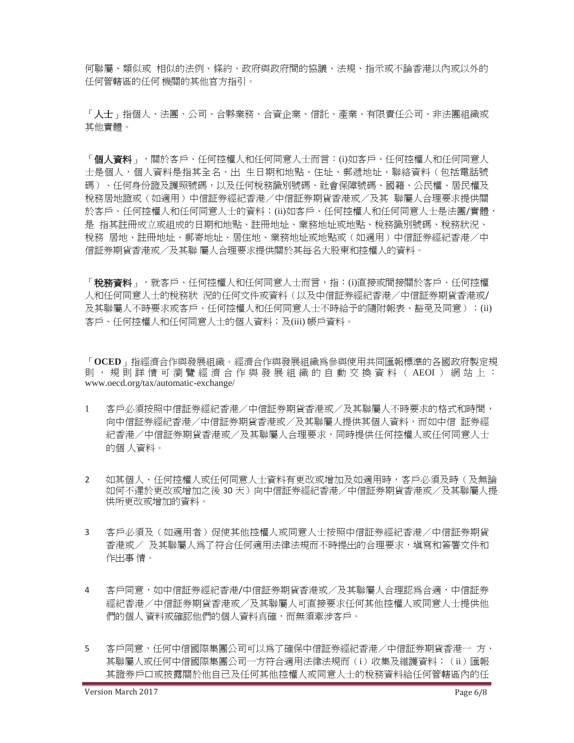何聯屬、類似或 相似的法例、條約、政府與政府間的協議、法規、指示或不論香港以內或以外的任何管轄區的任何 機關的其他官方指引。

「**人士**」指個人、法團、公司、合夥業務、合資企業、信託、產業、有限責任公司、非法團組織或其他實體。

「**個人資料**」，關於客戶、任何控權人和任何同意人士而言：(i)如客戶、任何控權人和任何同意人士是個人，個人資料是指其全名、出 生日期和地點、住址、郵遞地址、聯絡資料（包括電話號碼）、任何身份證及護照號碼，以及任何稅務識別號碼、社會保障號碼、國籍、公民權、居民權及稅務居地證或（如適用）中信証券經紀香港／中信証券期貨香港或／及其 聯屬人合理要求提供關於客戶、任何控權人和任何同意人士的資料；(ii)如客戶、任何控權人和任何同意人士是法團/實體，是 指其註冊成立或組成的日期和地點、註冊地址、業務地址或地點、稅務識別號碼、稅務狀況、稅務 居地、註冊地址、郵寄地址、居住地、業務地址或地點或（如適用）中信証券經紀香港／中信証券期貨香港或／及其聯 屬人合理要求提供關於其每名大股東和控權人的資料。

「**稅務資料**」，就客戶、任何控權人和任何同意人士而言，指：(i)直接或間接關於客戶、任何控權人和任何同意人士的稅務狀 況的任何文件或資料（以及中信証券經紀香港／中信証券期貨香港或/及其聯屬人不時要求或客戶、任何控權人和任何同意人士不時給予的隨附報表、豁免及同意）；(ii)客戶、任何控權人和任何同意人士的個人資料；及(iii) 帳戶資料。

「**OCED**」指經濟合作與發展組織。經濟合作與發展組織爲參與使用共同匯報標準的各國政府製定規則，規則詳情可瀏覽經濟合作與發展組織的自動交換資料（AEOI）網站上：www.oecd.org/tax/automatic-exchange/

1. 客戶必須按照中信証券經紀香港／中信証券期貨香港或／及其聯屬人不時要求的格式和時間，向中信証券經紀香港／中信証券期貨香港或／及其聯屬人提供其個人資料，而如中信 証券經紀香港／中信証券期貨香港或／及其聯屬人合理要求，同時提供任何控權人或任何同意人士的個 人資料。

2. 如其個人、任何控權人或任何同意人士資料有更改或增加及如適用時，客戶必須及時（及無論如何不遲於更改或增加之後 30 天）向中信証券經紀香港／中信証券期貨香港或／及其聯屬人提供所更改或增加的資料。

3. 客戶必須及（如適用者）促使其他控權人或同意人士按照中信証券經紀香港／中信証券期貨香港或／ 及其聯屬人爲了符合任何適用法律法規而不時提出的合理要求，填寫和簽署文件和作出事 情。

4. 客戶同意，如中信証券經紀香港/中信証券期貨香港或／及其聯屬人合理認爲合適，中信証券經紀香港／中信証券期貨香港或／及其聯屬人可直接要求任何其他控權人或同意人士提供他們的個人 資料或確認他們的個人資料真確，而無須牽涉客戶。

5. 客戶同意，任何中信國際集團公司可以爲了確保中信証券經紀香港／中信証券期貨香港一 方、其聯屬人或任何中信國際集團公司一方符合適用法律法規而（i）收集及維護資料；（ii）匯報其證券戶口或披露關於他自己及任何其他控權人或同意人士的稅務資料給任何管轄區內的任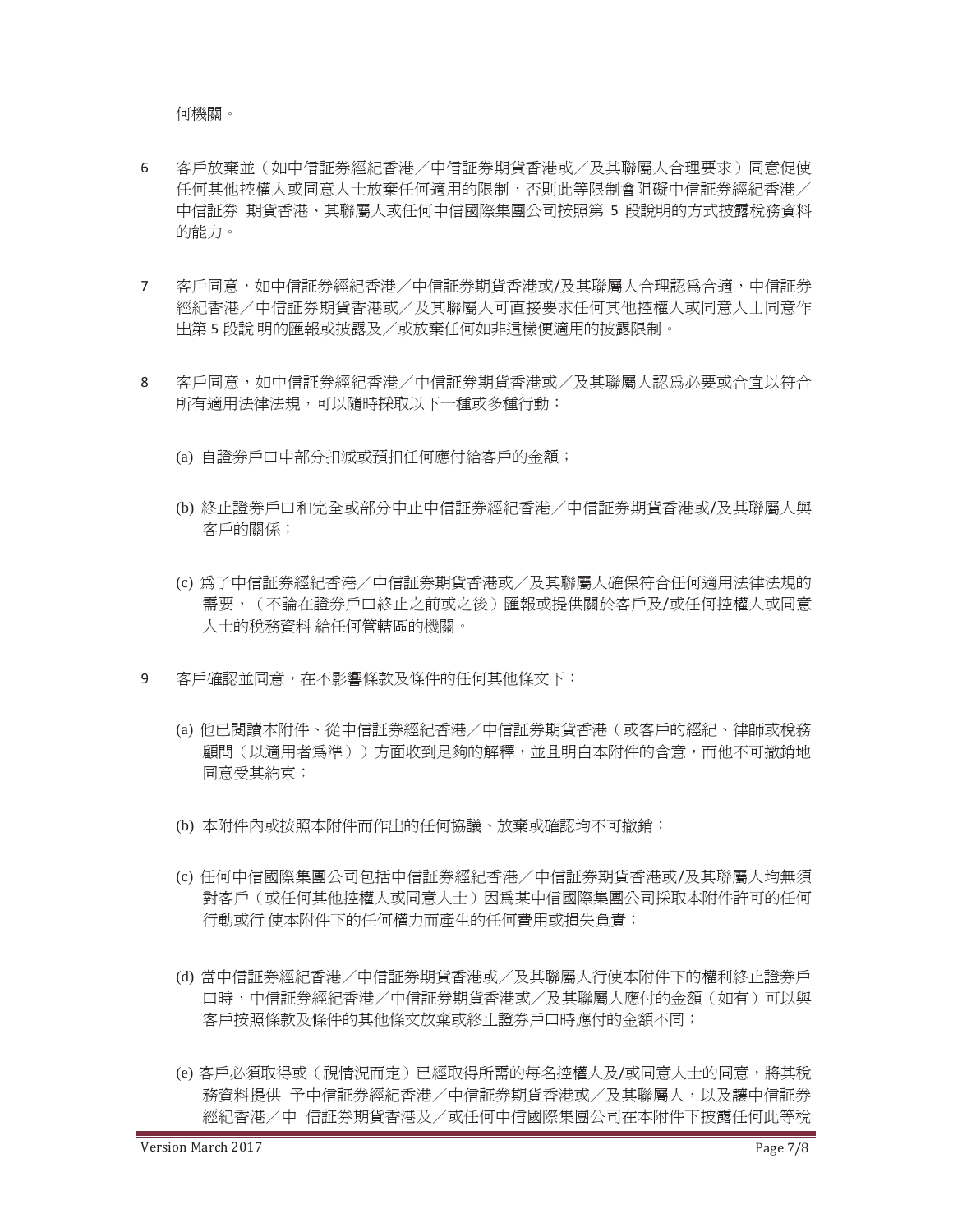何機關。

6 客戶放棄並（如中信証券經紀香港／中信証券期貨香港或／及其聯屬人合理要求）同意促使任何其他控權人或同意人士放棄任何適用的限制，否則此等限制會阻礙中信証券經紀香港／中信証券 期貨香港、其聯屬人或任何中信國際集團公司按照第 5 段說明的方式披露稅務資料的能力。

7 客戶同意，如中信証券經紀香港／中信証券期貨香港或/及其聯屬人合理認爲合適，中信証券經紀香港／中信証券期貨香港或／及其聯屬人可直接要求任何其他控權人或同意人士同意作出第 5 段說 明的匯報或披露及／或放棄任何如非這樣便適用的披露限制。

8 客戶同意，如中信証券經紀香港／中信証券期貨香港或／及其聯屬人認爲必要或合宜以符合所有適用法律法規，可以隨時採取以下一種或多種行動：

(a) 自證券戶口中部分扣減或預扣任何應付給客戶的金額；

(b) 終止證券戶口和完全或部分中止中信証券經紀香港／中信証券期貨香港或/及其聯屬人與客戶的關係；

(c) 爲了中信証券經紀香港／中信証券期貨香港或／及其聯屬人確保符合任何適用法律法規的需要，（不論在證券戶口終止之前或之後）匯報或提供關於客戶及/或任何控權人或同意人士的稅務資料 給任何管轄區的機關。

9 客戶確認並同意，在不影響條款及條件的任何其他條文下：

(a) 他已閱讀本附件、從中信証券經紀香港／中信証券期貨香港（或客戶的經紀、律師或稅務顧問（以適用者爲準））方面收到足夠的解釋，並且明白本附件的含意，而他不可撤銷地同意受其約束；

(b) 本附件內或按照本附件而作出的任何協議、放棄或確認均不可撤銷；

(c) 任何中信國際集團公司包括中信証券經紀香港／中信証券期貨香港或/及其聯屬人均無須對客戶（或任何其他控權人或同意人士）因爲某中信國際集團公司採取本附件許可的任何行動或行 使本附件下的任何權力而產生的任何費用或損失負責；

(d) 當中信証券經紀香港／中信証券期貨香港或／及其聯屬人行使本附件下的權利終止證券戶口時，中信証券經紀香港／中信証券期貨香港或／及其聯屬人應付的金額（如有）可以與客戶按照條款及條件的其他條文放棄或終止證券戶口時應付的金額不同；

(e) 客戶必須取得或（視情況而定）已經取得所需的每名控權人及/或同意人士的同意，將其稅務資料提供 予中信証券經紀香港／中信証券期貨香港或／及其聯屬人，以及讓中信証券經紀香港／中 信証券期貨香港及／或任何中信國際集團公司在本附件下披露任何此等稅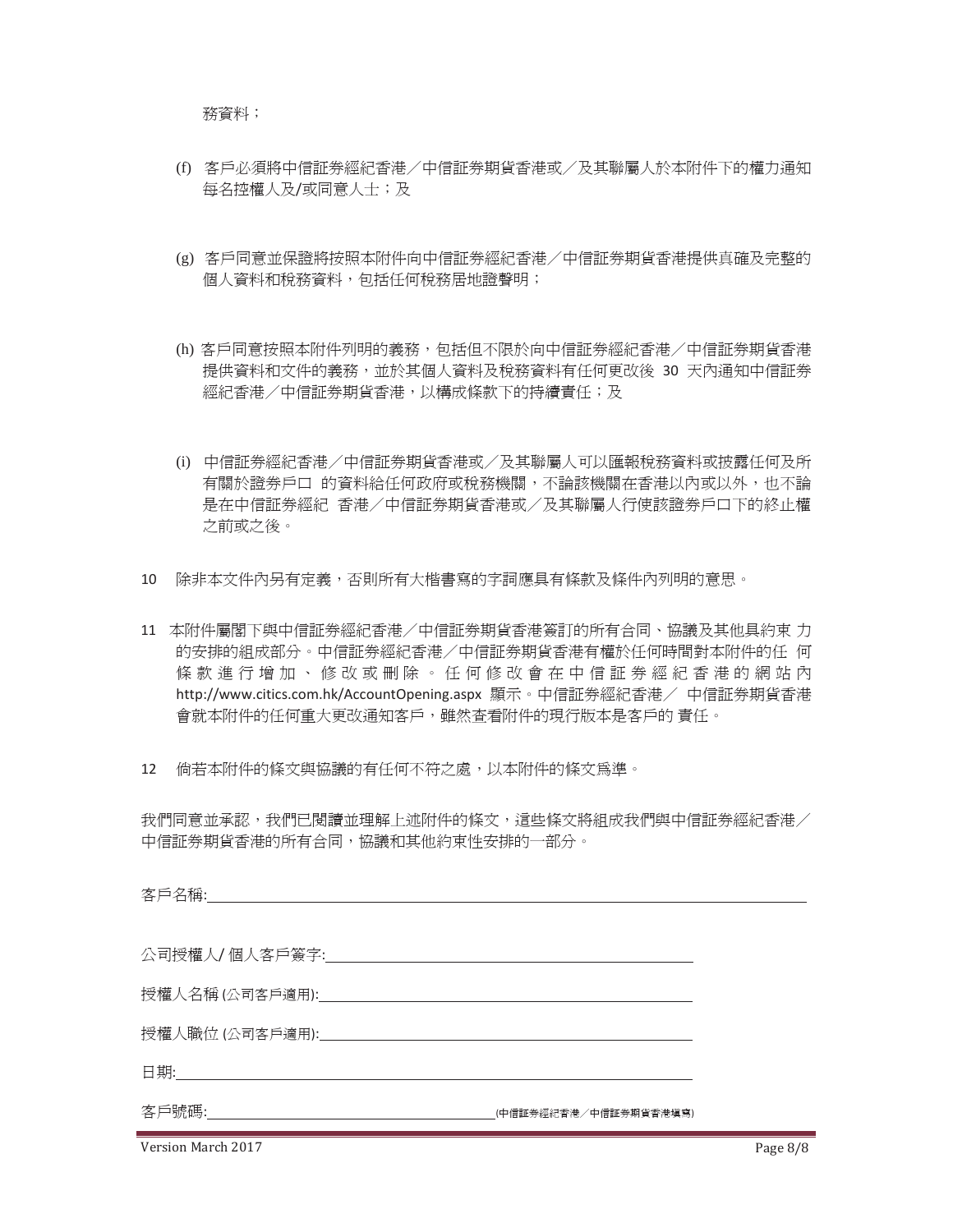務資料；

(f) 客戶必須將中信証券經紀香港／中信証券期貨香港或／及其聯屬人於本附件下的權力通知每名控權人及/或同意人士；及

(g) 客戶同意並保證將按照本附件向中信証券經紀香港／中信証券期貨香港提供真確及完整的個人資料和稅務資料，包括任何稅務居地證聲明；

(h) 客戶同意按照本附件列明的義務，包括但不限於向中信証券經紀香港／中信証券期貨香港提供資料和文件的義務，並於其個人資料及稅務資料有任何更改後 30 天內通知中信証券經紀香港／中信証券期貨香港，以構成條款下的持續責任；及

(i) 中信証券經紀香港／中信証券期貨香港或／及其聯屬人可以匯報稅務資料或披露任何及所有關於證券戶口 的資料給任何政府或稅務機關，不論該機關在香港以內或以外，也不論是在中信証券經紀 香港／中信証券期貨香港或／及其聯屬人行使該證券戶口下的終止權之前或之後。

10 除非本文件內另有定義，否則所有大楷書寫的字詞應具有條款及條件內列明的意思。

11 本附件屬閣下與中信証券經紀香港／中信証券期貨香港簽訂的所有合同、協議及其他具約束 力的安排的組成部分。中信証券經紀香港／中信証券期貨香港有權於任何時間對本附件的任 何條款進行增加、修改或刪除。任何修改會在中信証券經紀香港的網站內 http://www.citics.com.hk/AccountOpening.aspx 顯示。中信証券經紀香港／ 中信証券期貨香港會就本附件的任何重大更改通知客戶，雖然查看附件的現行版本是客戶的 責任。

12 倘若本附件的條文與協議的有任何不符之處，以本附件的條文爲準。

我們同意並承認，我們已閱讀並理解上述附件的條文，這些條文將組成我們與中信証券經紀香港／中信証券期貨香港的所有合同，協議和其他約束性安排的一部分。

客戶名稱:\_\_\_\_\_\_\_\_\_\_\_\_\_\_\_\_\_\_\_\_\_\_\_\_\_\_\_\_\_\_\_\_\_\_\_\_\_\_\_\_

公司授權人/ 個人客戶簽字:\_\_\_\_\_\_\_\_\_\_\_\_\_\_\_\_\_\_\_\_\_\_\_\_\_\_\_\_\_\_

授權人名稱 (公司客戶適用):\_\_\_\_\_\_\_\_\_\_\_\_\_\_\_\_\_\_\_\_\_\_\_\_\_\_\_\_\_\_

授權人職位 (公司客戶適用):\_\_\_\_\_\_\_\_\_\_\_\_\_\_\_\_\_\_\_\_\_\_\_\_\_\_\_\_\_\_

日期:\_\_\_\_\_\_\_\_\_\_\_\_\_\_\_\_\_\_\_\_\_\_\_\_\_\_\_\_\_\_\_\_\_\_\_\_\_\_\_\_

客戶號碼:\_\_\_\_\_\_\_\_\_\_\_\_\_\_\_\_\_\_\_\_\_\_\_\_(中信証券經紀香港／中信証券期貨香港填寫)

Version March 2017